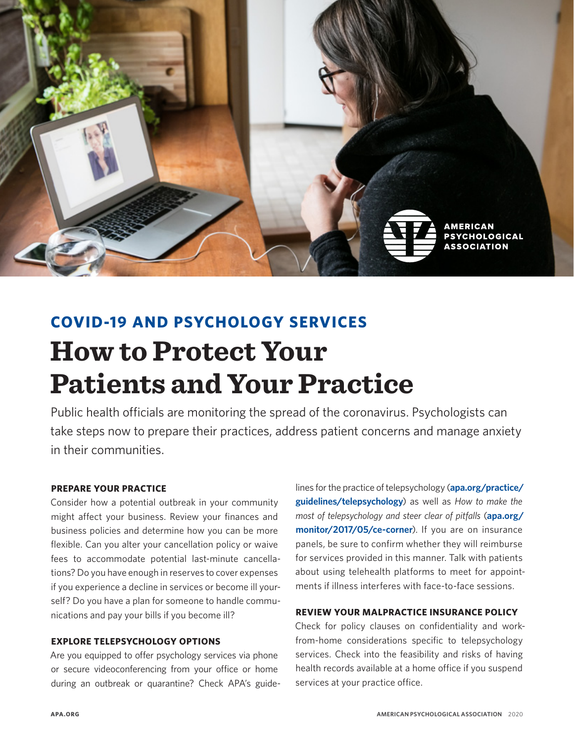## COVID-19 AND PSYCHOLOGY SERVICES

# How to Protect Your Patients and Your Practice

Public health officials are monitoring the spread of the coronavirus. Psychologists can take steps now to prepare their practices, address patient concerns and manage anxiety in their communities.

### PREPARE YOUR PRACTICE

Consider how a potential outbreak in your community might affect your business. Review your finances and business policies and determine how you can be more flexible. Can you alter your cancellation policy or waive fees to accommodate potential last-minute cancellations? Do you have enough in reserves to cover expenses if you experience a decline in services or become ill yourself? Do you have a plan for someone to handle communications and pay your bills if you become ill?

### EXPLORE TELEPSYCHOLOGY OPTIONS

Are you equipped to offer psychology services via phone or secure videoconferencing from your office or home during an outbreak or quarantine? Check APA's guidelines for the practice of telepsychology (**apa.org/practice/guidelines/telepsychology**) as well as *How to make the most of telepsychology and steer clear of pitfalls* (**apa.org/monitor/2017/05/ce-corner**). If you are on insurance panels, be sure to confirm whether they will reimburse for services provided in this manner. Talk with patients about using telehealth platforms to meet for appointments if illness interferes with face-to-face sessions.

### REVIEW YOUR MALPRACTICE INSURANCE POLICY

Check for policy clauses on confidentiality and work-from-home considerations specific to telepsychology services. Check into the feasibility and risks of having health records available at a home office if you suspend services at your practice office.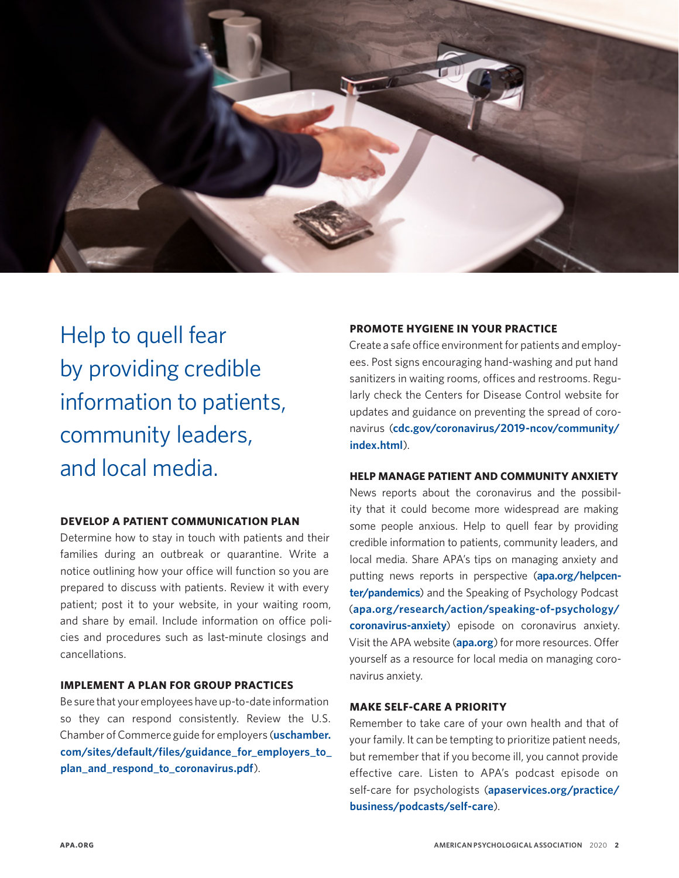Help to quell fear by providing credible information to patients, community leaders, and local media.

### DEVELOP A PATIENT COMMUNICATION PLAN

Determine how to stay in touch with patients and their families during an outbreak or quarantine. Write a notice outlining how your office will function so you are prepared to discuss with patients. Review it with every patient; post it to your website, in your waiting room, and share by email. Include information on office policies and procedures such as last-minute closings and cancellations.

### IMPLEMENT A PLAN FOR GROUP PRACTICES

Be sure that your employees have up-to-date information so they can respond consistently. Review the U.S. Chamber of Commerce guide for employers (**uschamber.com/sites/default/files/guidance_for_employers_to_plan_and_respond_to_coronavirus.pdf**).

### PROMOTE HYGIENE IN YOUR PRACTICE

Create a safe office environment for patients and employees. Post signs encouraging hand-washing and put hand sanitizers in waiting rooms, offices and restrooms. Regularly check the Centers for Disease Control website for updates and guidance on preventing the spread of coronavirus (**cdc.gov/coronavirus/2019-ncov/community/index.html**).

### HELP MANAGE PATIENT AND COMMUNITY ANXIETY

News reports about the coronavirus and the possibility that it could become more widespread are making some people anxious. Help to quell fear by providing credible information to patients, community leaders, and local media. Share APA's tips on managing anxiety and putting news reports in perspective (**apa.org/helpcenter/pandemics**) and the Speaking of Psychology Podcast (**apa.org/research/action/speaking-of-psychology/coronavirus-anxiety**) episode on coronavirus anxiety. Visit the APA website (**apa.org**) for more resources. Offer yourself as a resource for local media on managing coronavirus anxiety.

### MAKE SELF-CARE A PRIORITY

Remember to take care of your own health and that of your family. It can be tempting to prioritize patient needs, but remember that if you become ill, you cannot provide effective care. Listen to APA's podcast episode on self-care for psychologists (**apaservices.org/practice/business/podcasts/self-care**).